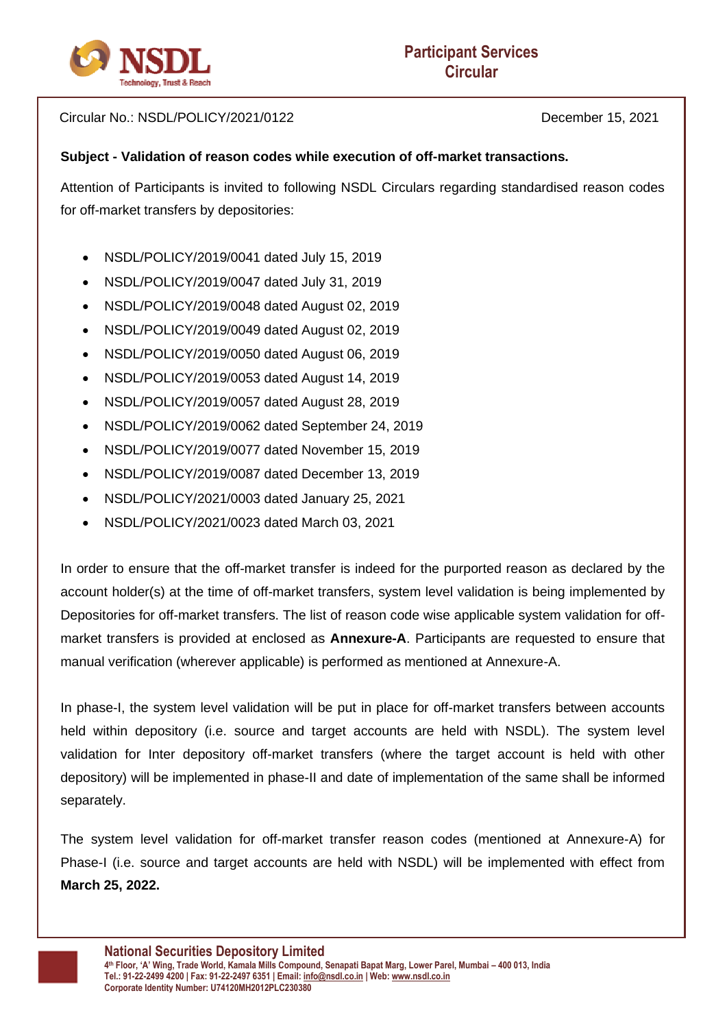**Participant Services Circular**

Circular No.: NSDL/POLICY/2021/0122 December 15, 2021

**Subject - Validation of reason codes while execution of off-market transactions.**

Attention of Participants is invited to following NSDL Circulars regarding standardised reason codes for off-market transfers by depositories:

- NSDL/POLICY/2019/0041 dated July 15, 2019
- NSDL/POLICY/2019/0047 dated July 31, 2019
- NSDL/POLICY/2019/0048 dated August 02, 2019
- NSDL/POLICY/2019/0049 dated August 02, 2019
- NSDL/POLICY/2019/0050 dated August 06, 2019
- NSDL/POLICY/2019/0053 dated August 14, 2019
- NSDL/POLICY/2019/0057 dated August 28, 2019
- NSDL/POLICY/2019/0062 dated September 24, 2019
- NSDL/POLICY/2019/0077 dated November 15, 2019
- NSDL/POLICY/2019/0087 dated December 13, 2019
- NSDL/POLICY/2021/0003 dated January 25, 2021
- NSDL/POLICY/2021/0023 dated March 03, 2021

In order to ensure that the off-market transfer is indeed for the purported reason as declared by the account holder(s) at the time of off-market transfers, system level validation is being implemented by Depositories for off-market transfers. The list of reason code wise applicable system validation for off-market transfers is provided at enclosed as **Annexure-A**. Participants are requested to ensure that manual verification (wherever applicable) is performed as mentioned at Annexure-A.

In phase-I, the system level validation will be put in place for off-market transfers between accounts held within depository (i.e. source and target accounts are held with NSDL). The system level validation for Inter depository off-market transfers (where the target account is held with other depository) will be implemented in phase-II and date of implementation of the same shall be informed separately.

The system level validation for off-market transfer reason codes (mentioned at Annexure-A) for Phase-I (i.e. source and target accounts are held with NSDL) will be implemented with effect from **March 25, 2022.**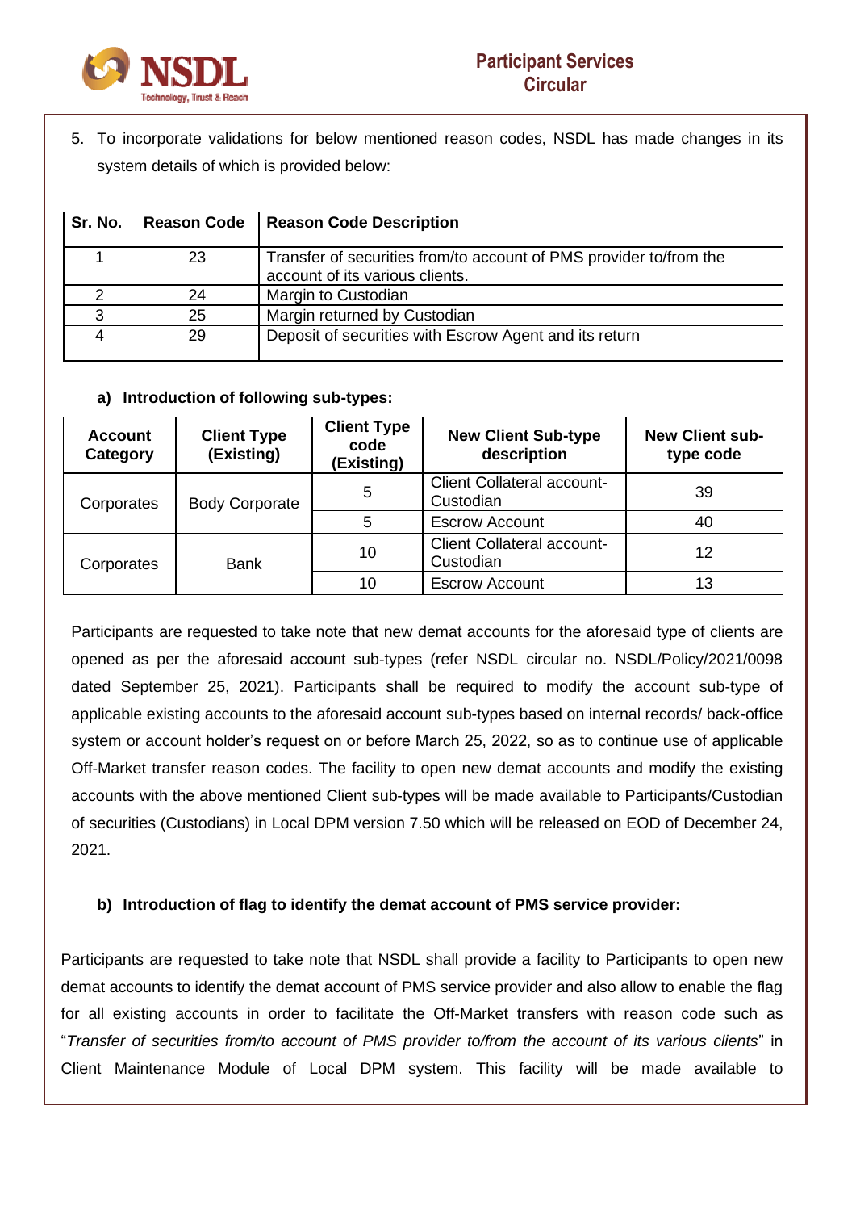5. To incorporate validations for below mentioned reason codes, NSDL has made changes in its system details of which is provided below:

| Sr. No. | Reason Code | Reason Code Description |
|---|---|---|
| 1 | 23 | Transfer of securities from/to account of PMS provider to/from the account of its various clients. |
| 2 | 24 | Margin to Custodian |
| 3 | 25 | Margin returned by Custodian |
| 4 | 29 | Deposit of securities with Escrow Agent and its return |

**a) Introduction of following sub-types:**

| Account Category | Client Type (Existing) | Client Type code (Existing) | New Client Sub-type description | New Client sub-type code |
|---|---|---|---|---|
| Corporates | Body Corporate | 5 | Client Collateral account-Custodian | 39 |
| | | 5 | Escrow Account | 40 |
| Corporates | Bank | 10 | Client Collateral account-Custodian | 12 |
| | | 10 | Escrow Account | 13 |

Participants are requested to take note that new demat accounts for the aforesaid type of clients are opened as per the aforesaid account sub-types (refer NSDL circular no. NSDL/Policy/2021/0098 dated September 25, 2021). Participants shall be required to modify the account sub-type of applicable existing accounts to the aforesaid account sub-types based on internal records/ back-office system or account holder's request on or before March 25, 2022, so as to continue use of applicable Off-Market transfer reason codes. The facility to open new demat accounts and modify the existing accounts with the above mentioned Client sub-types will be made available to Participants/Custodian of securities (Custodians) in Local DPM version 7.50 which will be released on EOD of December 24, 2021.

**b) Introduction of flag to identify the demat account of PMS service provider:**

Participants are requested to take note that NSDL shall provide a facility to Participants to open new demat accounts to identify the demat account of PMS service provider and also allow to enable the flag for all existing accounts in order to facilitate the Off-Market transfers with reason code such as "*Transfer of securities from/to account of PMS provider to/from the account of its various clients*" in Client Maintenance Module of Local DPM system. This facility will be made available to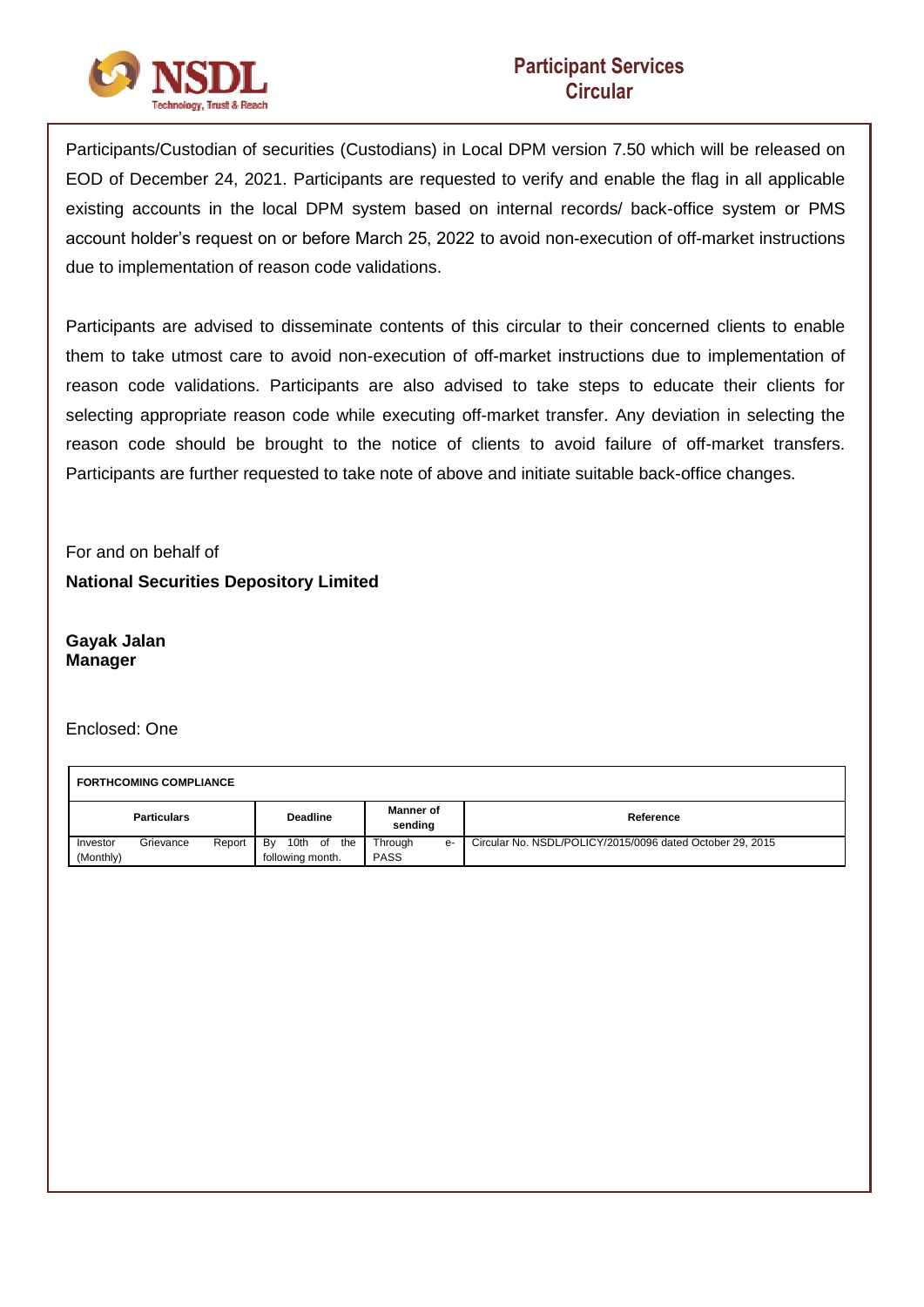Participants/Custodian of securities (Custodians) in Local DPM version 7.50 which will be released on EOD of December 24, 2021. Participants are requested to verify and enable the flag in all applicable existing accounts in the local DPM system based on internal records/ back-office system or PMS account holder's request on or before March 25, 2022 to avoid non-execution of off-market instructions due to implementation of reason code validations.

Participants are advised to disseminate contents of this circular to their concerned clients to enable them to take utmost care to avoid non-execution of off-market instructions due to implementation of reason code validations. Participants are also advised to take steps to educate their clients for selecting appropriate reason code while executing off-market transfer. Any deviation in selecting the reason code should be brought to the notice of clients to avoid failure of off-market transfers. Participants are further requested to take note of above and initiate suitable back-office changes.

For and on behalf of

**National Securities Depository Limited**

**Gayak Jalan**
**Manager**

Enclosed: One

| FORTHCOMING COMPLIANCE | | | |
|---|---|---|---|
| **Particulars** | **Deadline** | **Manner of sending** | **Reference** |
| Investor Grievance Report (Monthly) | By 10th of the following month. | Through e-PASS | Circular No. NSDL/POLICY/2015/0096 dated October 29, 2015 |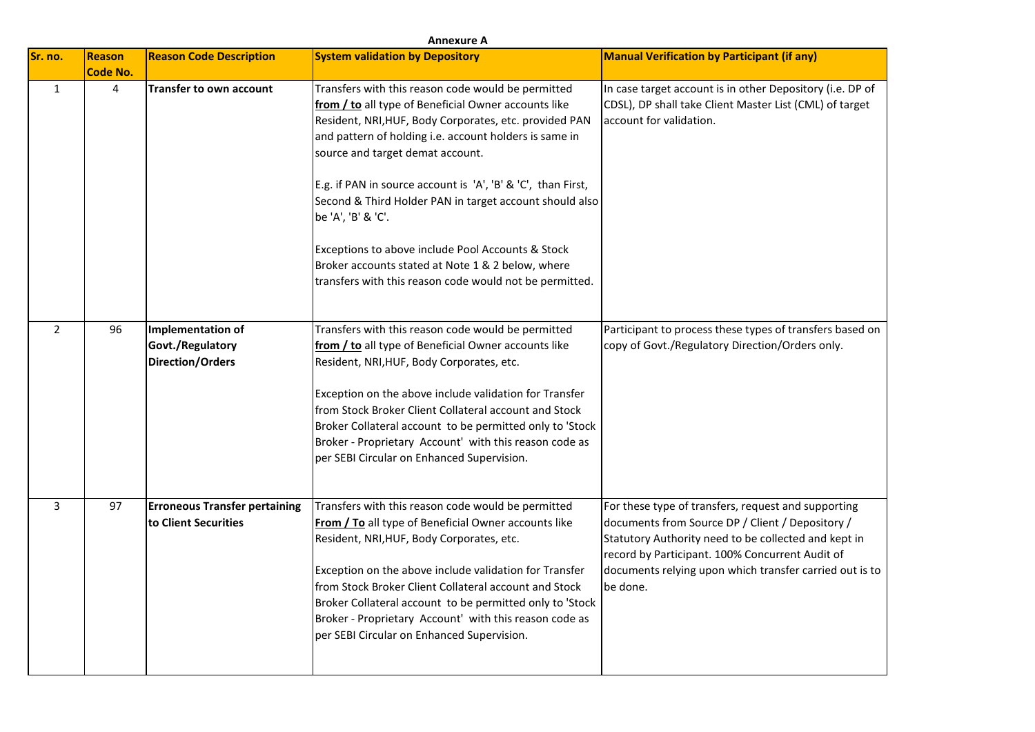**Annexure A**

| Sr. no. | Reason Code No. | Reason Code Description | System validation by Depository | Manual Verification by Participant (if any) |
|---|---|---|---|---|
| 1 | 4 | **Transfer to own account** | Transfers with this reason code would be permitted **from / to** all type of Beneficial Owner accounts like Resident, NRI,HUF, Body Corporates, etc. provided PAN and pattern of holding i.e. account holders is same in source and target demat account.<br><br>E.g. if PAN in source account is 'A', 'B' & 'C', than First, Second & Third Holder PAN in target account should also be 'A', 'B' & 'C'.<br><br>Exceptions to above include Pool Accounts & Stock Broker accounts stated at Note 1 & 2 below, where transfers with this reason code would not be permitted. | In case target account is in other Depository (i.e. DP of CDSL), DP shall take Client Master List (CML) of target account for validation. |
| 2 | 96 | **Implementation of Govt./Regulatory Direction/Orders** | Transfers with this reason code would be permitted **from / to** all type of Beneficial Owner accounts like Resident, NRI,HUF, Body Corporates, etc.<br><br>Exception on the above include validation for Transfer from Stock Broker Client Collateral account and Stock Broker Collateral account to be permitted only to 'Stock Broker - Proprietary Account' with this reason code as per SEBI Circular on Enhanced Supervision. | Participant to process these types of transfers based on copy of Govt./Regulatory Direction/Orders only. |
| 3 | 97 | **Erroneous Transfer pertaining to Client Securities** | Transfers with this reason code would be permitted **From / To** all type of Beneficial Owner accounts like Resident, NRI,HUF, Body Corporates, etc.<br><br>Exception on the above include validation for Transfer from Stock Broker Client Collateral account and Stock Broker Collateral account to be permitted only to 'Stock Broker - Proprietary Account' with this reason code as per SEBI Circular on Enhanced Supervision. | For these type of transfers, request and supporting documents from Source DP / Client / Depository / Statutory Authority need to be collected and kept in record by Participant. 100% Concurrent Audit of documents relying upon which transfer carried out is to be done. |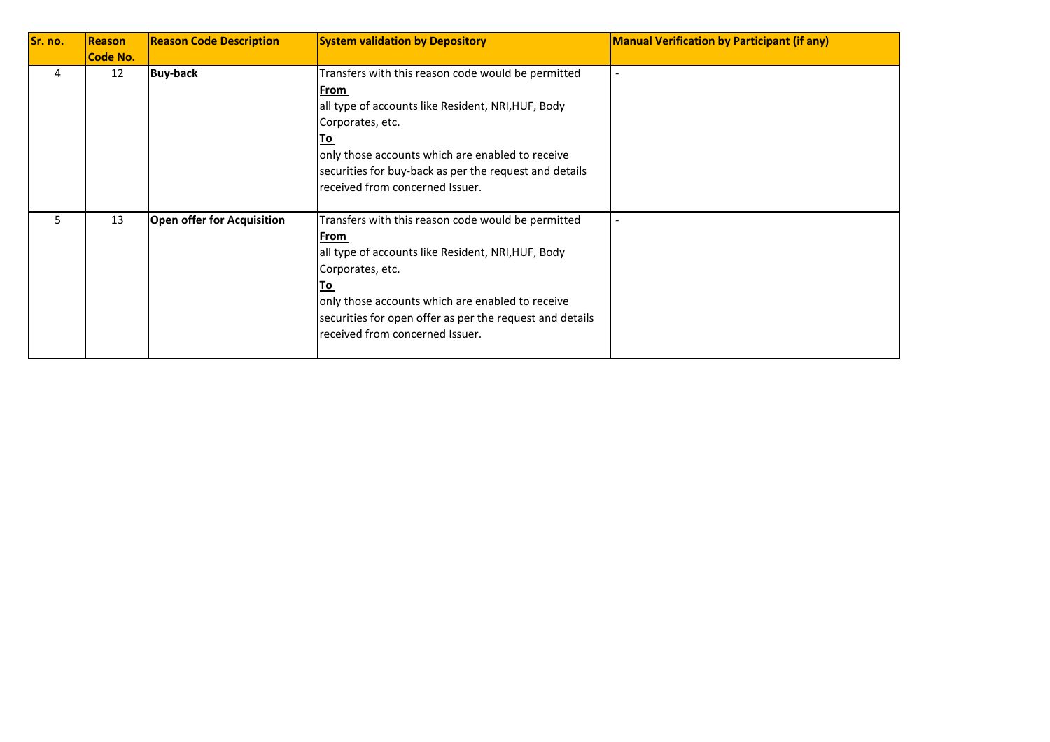| Sr. no. | Reason Code No. | Reason Code Description | System validation by Depository | Manual Verification by Participant (if any) |
| --- | --- | --- | --- | --- |
| 4 | 12 | **Buy-back** | Transfers with this reason code would be permitted<br>**<u>From</u>**<br>all type of accounts like Resident, NRI,HUF, Body Corporates, etc.<br>**<u>To</u>**<br>only those accounts which are enabled to receive securities for buy-back as per the request and details received from concerned Issuer. | - |
| 5 | 13 | **Open offer for Acquisition** | Transfers with this reason code would be permitted<br>**<u>From</u>**<br>all type of accounts like Resident, NRI,HUF, Body Corporates, etc.<br>**<u>To</u>**<br>only those accounts which are enabled to receive securities for open offer as per the request and details received from concerned Issuer. | - |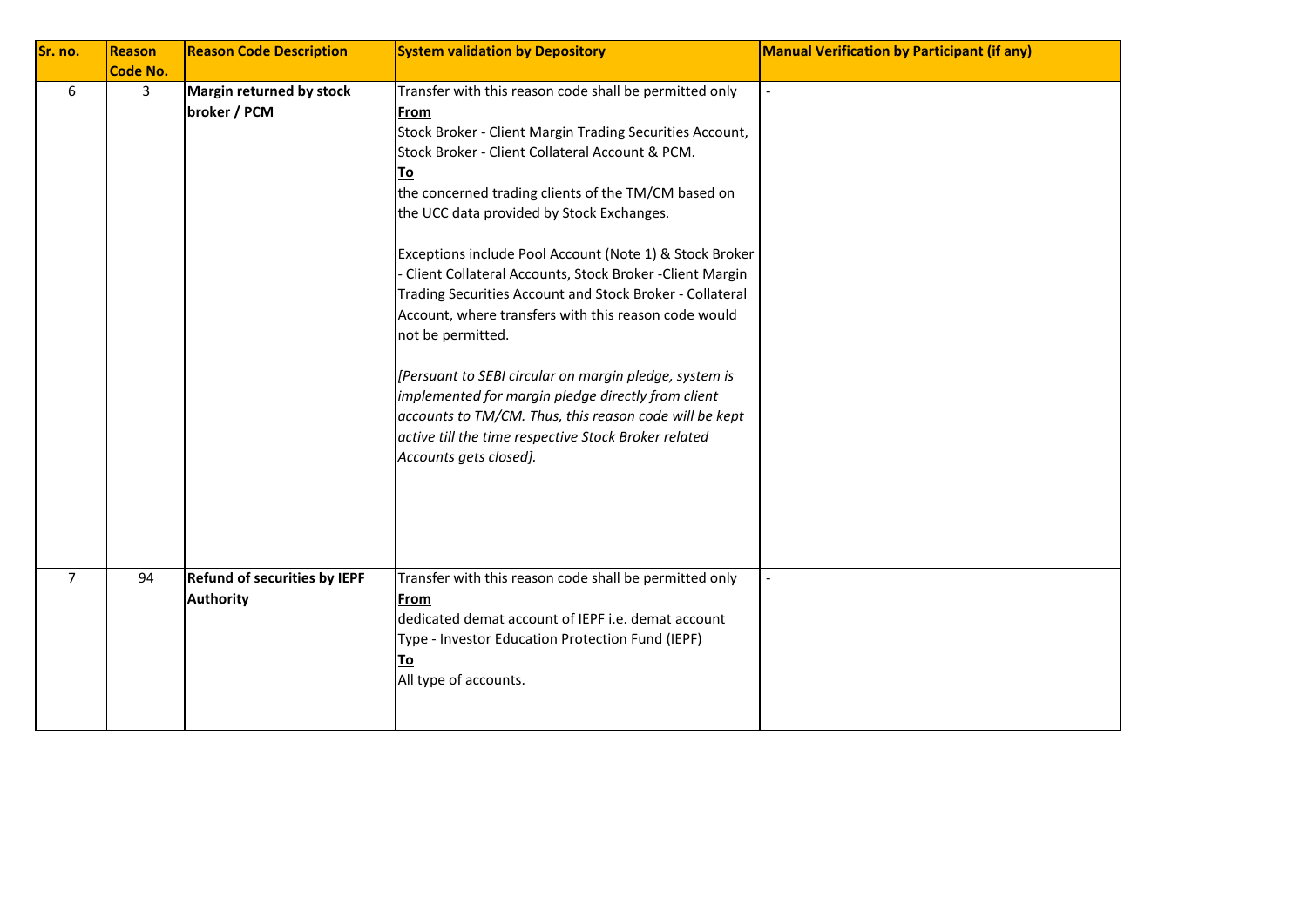| Sr. no. | Reason Code No. | Reason Code Description | System validation by Depository | Manual Verification by Participant (if any) |
|---|---|---|---|---|
| 6 | 3 | **Margin returned by stock broker / PCM** | Transfer with this reason code shall be permitted only<br>**From**<br>Stock Broker - Client Margin Trading Securities Account, Stock Broker - Client Collateral Account & PCM.<br>**To**<br>the concerned trading clients of the TM/CM based on the UCC data provided by Stock Exchanges.<br><br>Exceptions include Pool Account (Note 1) & Stock Broker - Client Collateral Accounts, Stock Broker -Client Margin Trading Securities Account and Stock Broker - Collateral Account, where transfers with this reason code would not be permitted.<br><br>*[Persuant to SEBI circular on margin pledge, system is implemented for margin pledge directly from client accounts to TM/CM. Thus, this reason code will be kept active till the time respective Stock Broker related Accounts gets closed].* | - |
| 7 | 94 | **Refund of securities by IEPF Authority** | Transfer with this reason code shall be permitted only<br>**From**<br>dedicated demat account of IEPF i.e. demat account Type - Investor Education Protection Fund (IEPF)<br>**To**<br>All type of accounts. | - |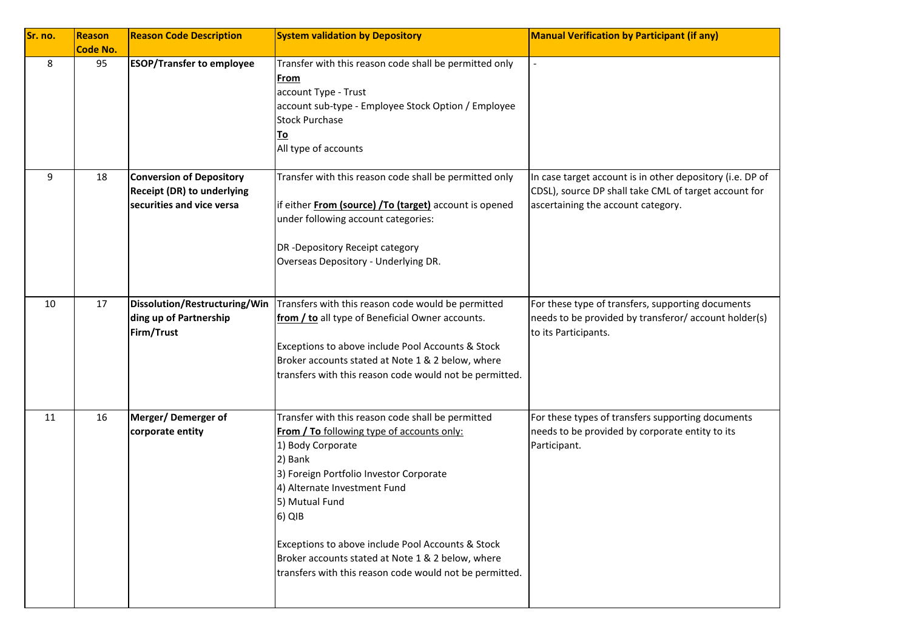| Sr. no. | Reason Code No. | Reason Code Description | System validation by Depository | Manual Verification by Participant (if any) |
|---|---|---|---|---|
| 8 | 95 | **ESOP/Transfer to employee** | Transfer with this reason code shall be permitted only <br>**<u>From</u>**<br>account Type - Trust<br>account sub-type - Employee Stock Option / Employee Stock Purchase<br>**<u>To</u>**<br>All type of accounts | - |
| 9 | 18 | **Conversion of Depository Receipt (DR) to underlying securities and vice versa** | Transfer with this reason code shall be permitted only<br><br>if either **<u>From (source) /To (target)</u>** account is opened under following account categories:<br><br>DR -Depository Receipt category<br>Overseas Depository - Underlying DR. | In case target account is in other depository (i.e. DP of CDSL), source DP shall take CML of target account for ascertaining the account category. |
| 10 | 17 | **Dissolution/Restructuring/Winding up of Partnership Firm/Trust** | Transfers with this reason code would be permitted **<u>from / to</u>** all type of Beneficial Owner accounts.<br><br>Exceptions to above include Pool Accounts & Stock Broker accounts stated at Note 1 & 2 below, where transfers with this reason code would not be permitted. | For these type of transfers, supporting documents needs to be provided by transferor/ account holder(s) to its Participants. |
| 11 | 16 | **Merger/ Demerger of corporate entity** | Transfer with this reason code shall be permitted **<u>From / To</u>** <u>following type of accounts only:</u><br>1) Body Corporate<br>2) Bank<br>3) Foreign Portfolio Investor Corporate<br>4) Alternate Investment Fund<br>5) Mutual Fund<br>6) QIB<br><br>Exceptions to above include Pool Accounts & Stock Broker accounts stated at Note 1 & 2 below, where transfers with this reason code would not be permitted. | For these types of transfers supporting documents needs to be provided by corporate entity to its Participant. |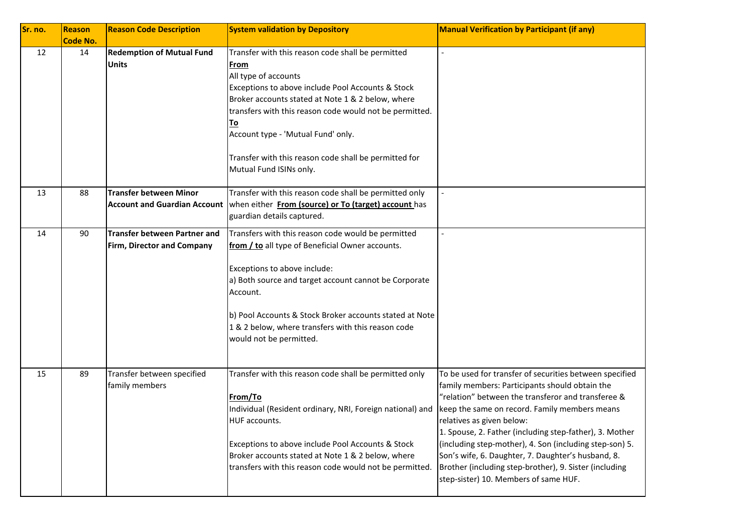| Sr. no. | Reason Code No. | Reason Code Description | System validation by Depository | Manual Verification by Participant (if any) |
|---|---|---|---|---|
| 12 | 14 | **Redemption of Mutual Fund Units** | Transfer with this reason code shall be permitted <br> **From** <br> All type of accounts <br> Exceptions to above include Pool Accounts & Stock Broker accounts stated at Note 1 & 2 below, where transfers with this reason code would not be permitted. <br> **To** <br> Account type - 'Mutual Fund' only. <br><br> Transfer with this reason code shall be permitted for Mutual Fund ISINs only. | - |
| 13 | 88 | **Transfer between Minor Account and Guardian Account** | Transfer with this reason code shall be permitted only when either **From (source) or To (target) account** has guardian details captured. | - |
| 14 | 90 | **Transfer between Partner and Firm, Director and Company** | Transfers with this reason code would be permitted **from / to** all type of Beneficial Owner accounts. <br><br> Exceptions to above include: <br> a) Both source and target account cannot be Corporate Account. <br><br> b) Pool Accounts & Stock Broker accounts stated at Note 1 & 2 below, where transfers with this reason code would not be permitted. | - |
| 15 | 89 | Transfer between specified family members | Transfer with this reason code shall be permitted only <br><br> **From/To** <br> Individual (Resident ordinary, NRI, Foreign national) and HUF accounts. <br><br> Exceptions to above include Pool Accounts & Stock Broker accounts stated at Note 1 & 2 below, where transfers with this reason code would not be permitted. | To be used for transfer of securities between specified family members: Participants should obtain the "relation" between the transferor and transferee & keep the same on record. Family members means relatives as given below: <br> 1. Spouse, 2. Father (including step-father), 3. Mother (including step-mother), 4. Son (including step-son) 5. Son's wife, 6. Daughter, 7. Daughter's husband, 8. Brother (including step-brother), 9. Sister (including step-sister) 10. Members of same HUF. |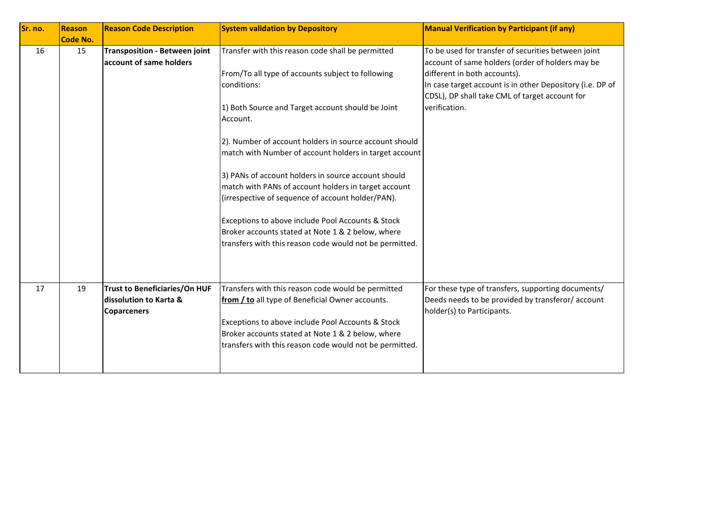| Sr. no. | Reason Code No. | Reason Code Description | System validation by Depository | Manual Verification by Participant (if any) |
|---|---|---|---|---|
| 16 | 15 | **Transposition - Between joint account of same holders** | Transfer with this reason code shall be permitted<br><br>From/To all type of accounts subject to following conditions:<br><br>1) Both Source and Target account should be Joint Account.<br><br>2). Number of account holders in source account should match with Number of account holders in target account<br><br>3) PANs of account holders in source account should match with PANs of account holders in target account (irrespective of sequence of account holder/PAN).<br><br>Exceptions to above include Pool Accounts & Stock Broker accounts stated at Note 1 & 2 below, where transfers with this reason code would not be permitted. | To be used for transfer of securities between joint account of same holders (order of holders may be different in both accounts).<br>In case target account is in other Depository (i.e. DP of CDSL), DP shall take CML of target account for verification. |
| 17 | 19 | **Trust to Beneficiaries/On HUF dissolution to Karta & Coparceners** | Transfers with this reason code would be permitted **from / to** all type of Beneficial Owner accounts.<br><br>Exceptions to above include Pool Accounts & Stock Broker accounts stated at Note 1 & 2 below, where transfers with this reason code would not be permitted. | For these type of transfers, supporting documents/ Deeds needs to be provided by transferor/ account holder(s) to Participants. |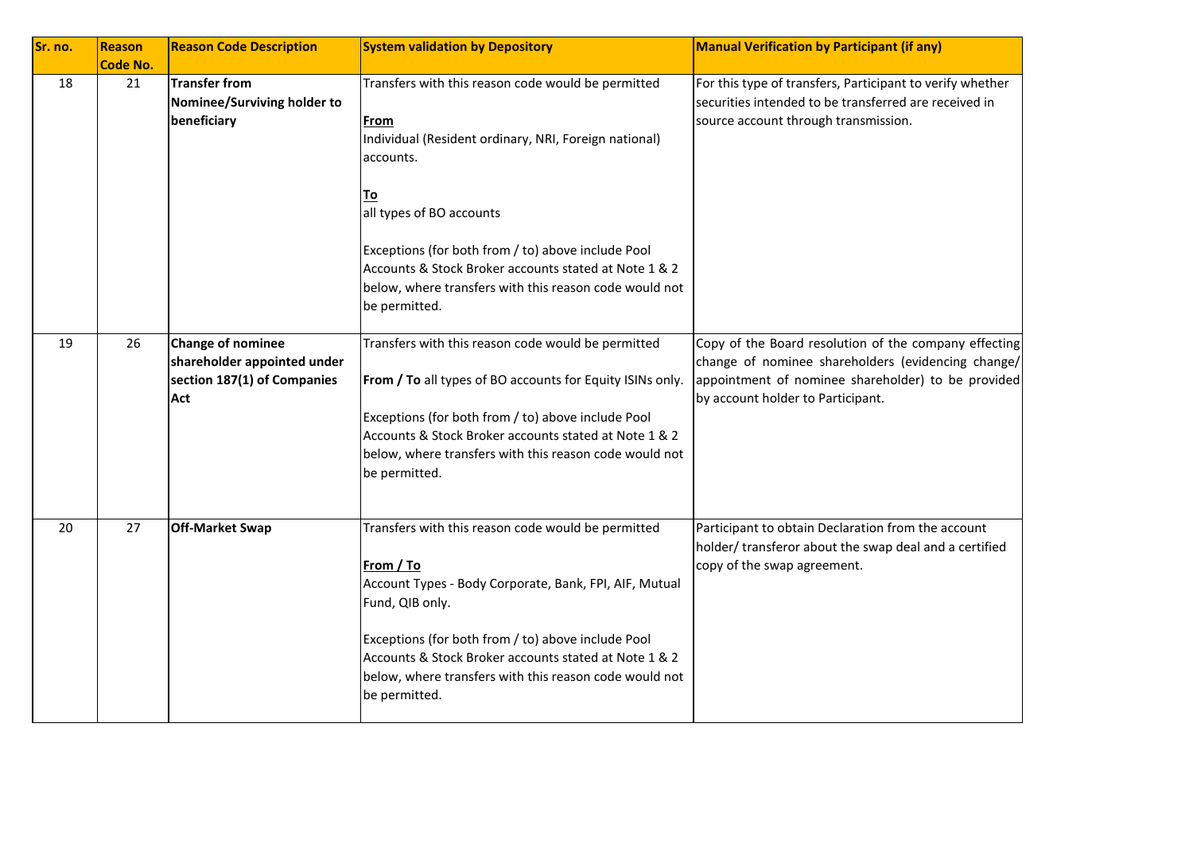| Sr. no. | Reason Code No. | Reason Code Description | System validation by Depository | Manual Verification by Participant (if any) |
|---|---|---|---|---|
| 18 | 21 | **Transfer from Nominee/Surviving holder to beneficiary** | Transfers with this reason code would be permitted<br><br>**From**<br>Individual (Resident ordinary, NRI, Foreign national) accounts.<br><br>**To**<br>all types of BO accounts<br><br>Exceptions (for both from / to) above include Pool Accounts & Stock Broker accounts stated at Note 1 & 2 below, where transfers with this reason code would not be permitted. | For this type of transfers, Participant to verify whether securities intended to be transferred are received in source account through transmission. |
| 19 | 26 | **Change of nominee shareholder appointed under section 187(1) of Companies Act** | Transfers with this reason code would be permitted<br><br>**From / To** all types of BO accounts for Equity ISINs only.<br><br>Exceptions (for both from / to) above include Pool Accounts & Stock Broker accounts stated at Note 1 & 2 below, where transfers with this reason code would not be permitted. | Copy of the Board resolution of the company effecting change of nominee shareholders (evidencing change/ appointment of nominee shareholder) to be provided by account holder to Participant. |
| 20 | 27 | **Off-Market Swap** | Transfers with this reason code would be permitted<br><br>**From / To**<br>Account Types - Body Corporate, Bank, FPI, AIF, Mutual Fund, QIB only.<br><br>Exceptions (for both from / to) above include Pool Accounts & Stock Broker accounts stated at Note 1 & 2 below, where transfers with this reason code would not be permitted. | Participant to obtain Declaration from the account holder/ transferor about the swap deal and a certified copy of the swap agreement. |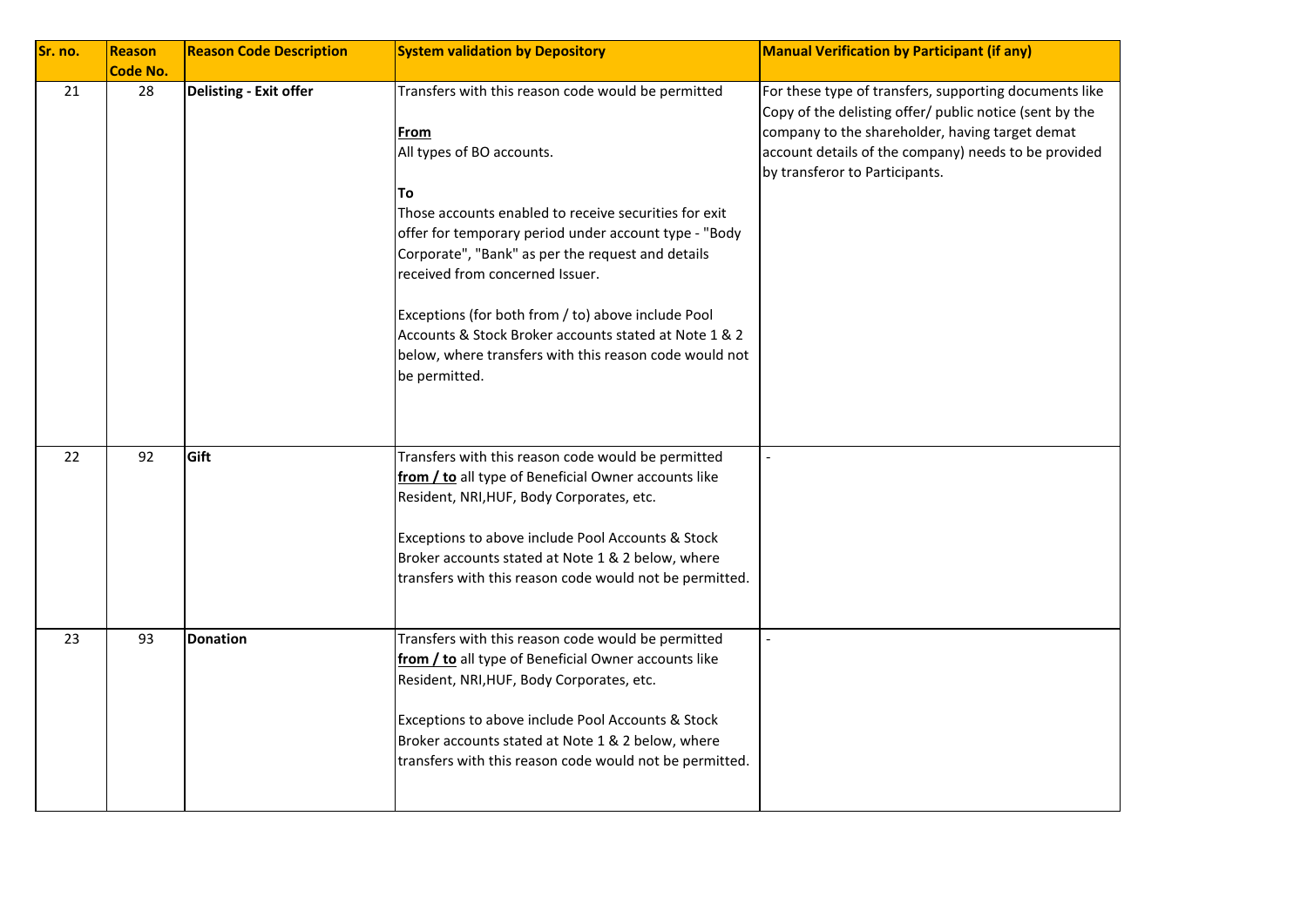| Sr. no. | Reason Code No. | Reason Code Description | System validation by Depository | Manual Verification by Participant (if any) |
|---|---|---|---|---|
| 21 | 28 | **Delisting - Exit offer** | Transfers with this reason code would be permitted<br><br>**<u>From</u>**<br>All types of BO accounts.<br><br>**To**<br>Those accounts enabled to receive securities for exit offer for temporary period under account type - "Body Corporate", "Bank" as per the request and details received from concerned Issuer.<br><br>Exceptions (for both from / to) above include Pool Accounts & Stock Broker accounts stated at Note 1 & 2 below, where transfers with this reason code would not be permitted. | For these type of transfers, supporting documents like Copy of the delisting offer/ public notice (sent by the company to the shareholder, having target demat account details of the company) needs to be provided by transferor to Participants. |
| 22 | 92 | **Gift** | Transfers with this reason code would be permitted **<u>from / to</u>** all type of Beneficial Owner accounts like Resident, NRI,HUF, Body Corporates, etc.<br><br>Exceptions to above include Pool Accounts & Stock Broker accounts stated at Note 1 & 2 below, where transfers with this reason code would not be permitted. | - |
| 23 | 93 | **Donation** | Transfers with this reason code would be permitted **<u>from / to</u>** all type of Beneficial Owner accounts like Resident, NRI,HUF, Body Corporates, etc.<br><br>Exceptions to above include Pool Accounts & Stock Broker accounts stated at Note 1 & 2 below, where transfers with this reason code would not be permitted. | - |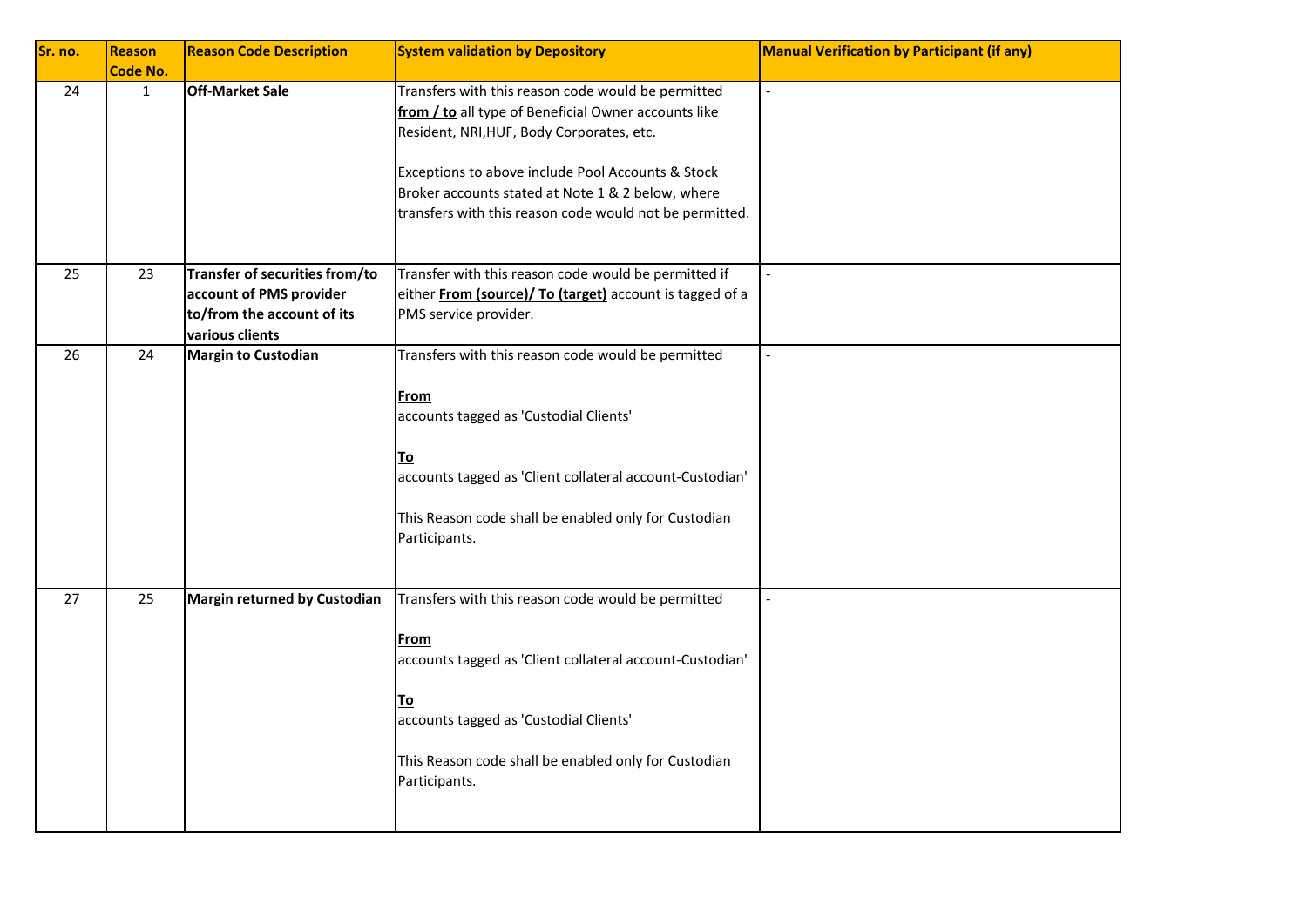| Sr. no. | Reason Code No. | Reason Code Description | System validation by Depository | Manual Verification by Participant (if any) |
|---|---|---|---|---|
| 24 | 1 | **Off-Market Sale** | Transfers with this reason code would be permitted **from / to** all type of Beneficial Owner accounts like Resident, NRI,HUF, Body Corporates, etc.<br><br>Exceptions to above include Pool Accounts & Stock Broker accounts stated at Note 1 & 2 below, where transfers with this reason code would not be permitted. | - |
| 25 | 23 | **Transfer of securities from/to account of PMS provider to/from the account of its various clients** | Transfer with this reason code would be permitted if either **From (source)/ To (target)** account is tagged of a PMS service provider. | - |
| 26 | 24 | **Margin to Custodian** | Transfers with this reason code would be permitted<br><br>**From**<br>accounts tagged as 'Custodial Clients'<br><br>**To**<br>accounts tagged as 'Client collateral account-Custodian'<br><br>This Reason code shall be enabled only for Custodian Participants. | - |
| 27 | 25 | **Margin returned by Custodian** | Transfers with this reason code would be permitted<br><br>**From**<br>accounts tagged as 'Client collateral account-Custodian'<br><br>**To**<br>accounts tagged as 'Custodial Clients'<br><br>This Reason code shall be enabled only for Custodian Participants. | - |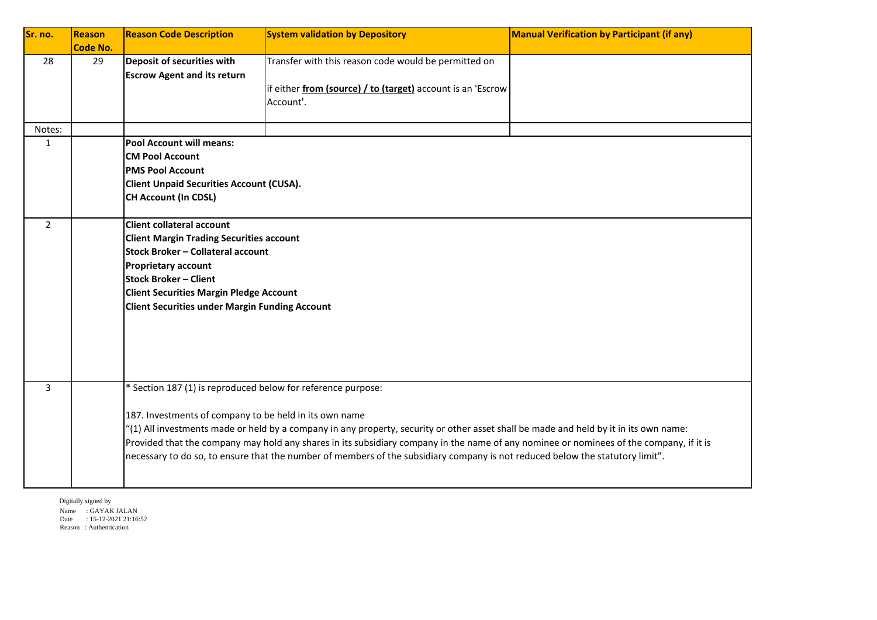| Sr. no. | Reason Code No. | Reason Code Description | System validation by Depository | Manual Verification by Participant (if any) |
|---|---|---|---|---|
| 28 | 29 | **Deposit of securities with Escrow Agent and its return** | Transfer with this reason code would be permitted on<br><br>if either **from (source) / to (target)** account is an 'Escrow Account'. | |
| Notes: | | | | |
| 1 | | **Pool Account will means:**<br>**CM Pool Account**<br>**PMS Pool Account**<br>**Client Unpaid Securities Account (CUSA).**<br>**CH Account (In CDSL)** | | |
| 2 | | **Client collateral account**<br>**Client Margin Trading Securities account**<br>**Stock Broker – Collateral account**<br>**Proprietary account**<br>**Stock Broker – Client**<br>**Client Securities Margin Pledge Account**<br>**Client Securities under Margin Funding Account** | | |
| 3 | | * Section 187 (1) is reproduced below for reference purpose:<br><br>187. Investments of company to be held in its own name<br>"(1) All investments made or held by a company in any property, security or other asset shall be made and held by it in its own name:<br>Provided that the company may hold any shares in its subsidiary company in the name of any nominee or nominees of the company, if it is necessary to do so, to ensure that the number of members of the subsidiary company is not reduced below the statutory limit". | | |

Digitally signed by
Name : GAYAK JALAN
Date : 15-12-2021 21:16:52
Reason : Authentication